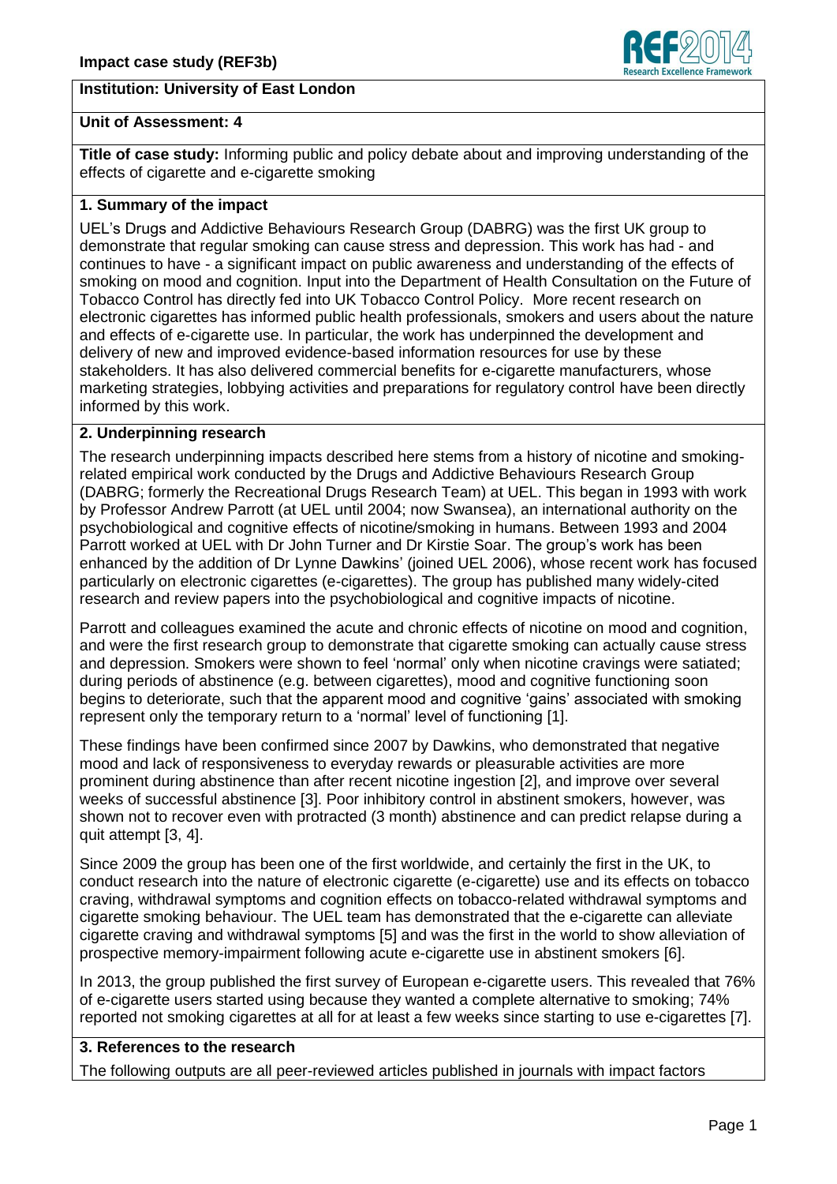**Impact case study (REF3b)**

**Institution: University of East London**

**Unit of Assessment: 4**

**Title of case study:** Informing public and policy debate about and improving understanding of the effects of cigarette and e-cigarette smoking

## 1. Summary of the impact

UEL's Drugs and Addictive Behaviours Research Group (DABRG) was the first UK group to demonstrate that regular smoking can cause stress and depression. This work has had - and continues to have - a significant impact on public awareness and understanding of the effects of smoking on mood and cognition. Input into the Department of Health Consultation on the Future of Tobacco Control has directly fed into UK Tobacco Control Policy. More recent research on electronic cigarettes has informed public health professionals, smokers and users about the nature and effects of e-cigarette use. In particular, the work has underpinned the development and delivery of new and improved evidence-based information resources for use by these stakeholders. It has also delivered commercial benefits for e-cigarette manufacturers, whose marketing strategies, lobbying activities and preparations for regulatory control have been directly informed by this work.

## 2. Underpinning research

The research underpinning impacts described here stems from a history of nicotine and smoking-related empirical work conducted by the Drugs and Addictive Behaviours Research Group (DABRG; formerly the Recreational Drugs Research Team) at UEL. This began in 1993 with work by Professor Andrew Parrott (at UEL until 2004; now Swansea), an international authority on the psychobiological and cognitive effects of nicotine/smoking in humans. Between 1993 and 2004 Parrott worked at UEL with Dr John Turner and Dr Kirstie Soar. The group's work has been enhanced by the addition of Dr Lynne Dawkins' (joined UEL 2006), whose recent work has focused particularly on electronic cigarettes (e-cigarettes). The group has published many widely-cited research and review papers into the psychobiological and cognitive impacts of nicotine.

Parrott and colleagues examined the acute and chronic effects of nicotine on mood and cognition, and were the first research group to demonstrate that cigarette smoking can actually cause stress and depression. Smokers were shown to feel 'normal' only when nicotine cravings were satiated; during periods of abstinence (e.g. between cigarettes), mood and cognitive functioning soon begins to deteriorate, such that the apparent mood and cognitive 'gains' associated with smoking represent only the temporary return to a 'normal' level of functioning [1].

These findings have been confirmed since 2007 by Dawkins, who demonstrated that negative mood and lack of responsiveness to everyday rewards or pleasurable activities are more prominent during abstinence than after recent nicotine ingestion [2], and improve over several weeks of successful abstinence [3]. Poor inhibitory control in abstinent smokers, however, was shown not to recover even with protracted (3 month) abstinence and can predict relapse during a quit attempt [3, 4].

Since 2009 the group has been one of the first worldwide, and certainly the first in the UK, to conduct research into the nature of electronic cigarette (e-cigarette) use and its effects on tobacco craving, withdrawal symptoms and cognition effects on tobacco-related withdrawal symptoms and cigarette smoking behaviour. The UEL team has demonstrated that the e-cigarette can alleviate cigarette craving and withdrawal symptoms [5] and was the first in the world to show alleviation of prospective memory-impairment following acute e-cigarette use in abstinent smokers [6].

In 2013, the group published the first survey of European e-cigarette users. This revealed that 76% of e-cigarette users started using because they wanted a complete alternative to smoking; 74% reported not smoking cigarettes at all for at least a few weeks since starting to use e-cigarettes [7].

## 3. References to the research

The following outputs are all peer-reviewed articles published in journals with impact factors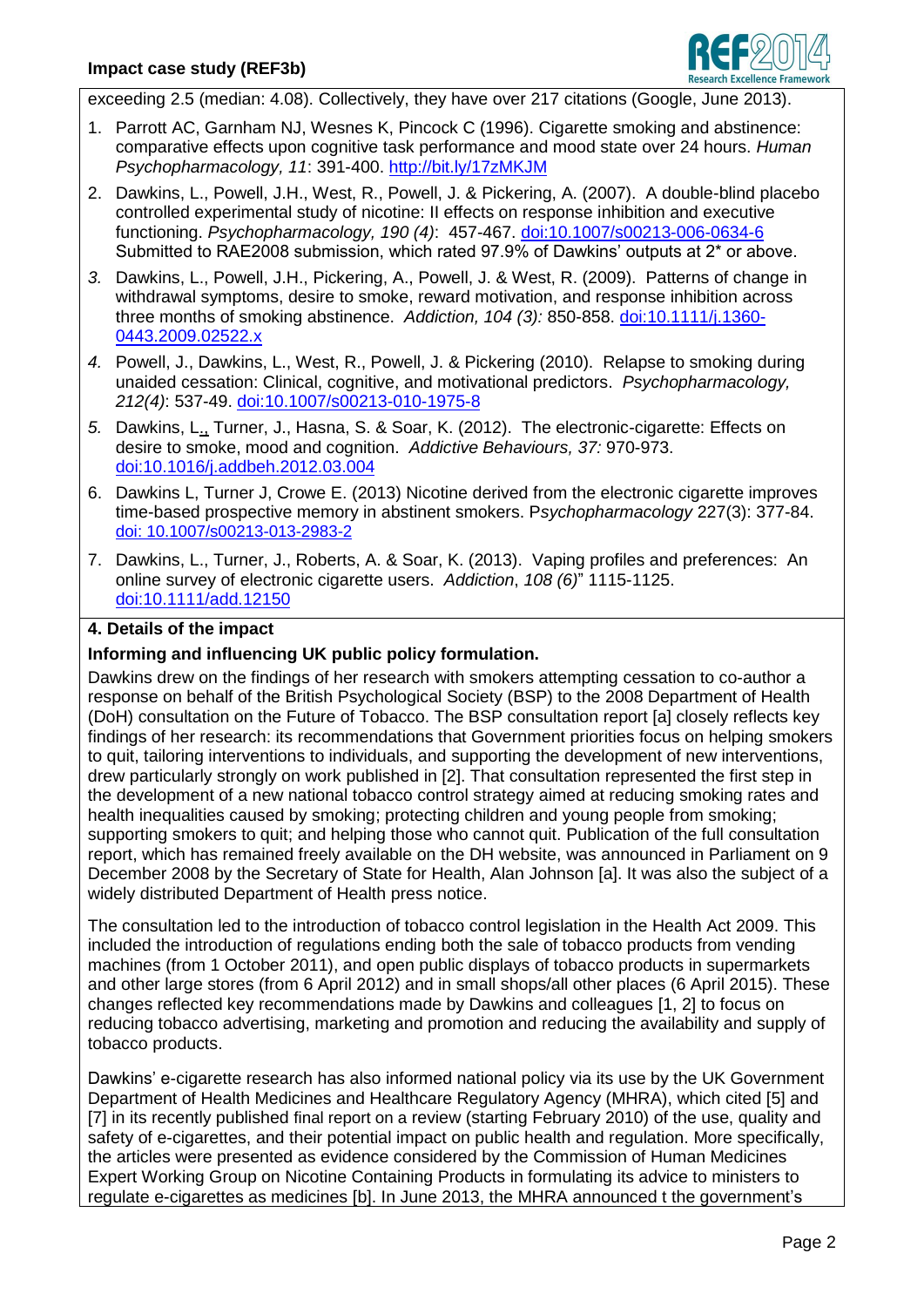exceeding 2.5 (median: 4.08). Collectively, they have over 217 citations (Google, June 2013).

1. Parrott AC, Garnham NJ, Wesnes K, Pincock C (1996). Cigarette smoking and abstinence: comparative effects upon cognitive task performance and mood state over 24 hours. *Human Psychopharmacology, 11*: 391-400. http://bit.ly/17zMKJM
2. Dawkins, L., Powell, J.H., West, R., Powell, J. & Pickering, A. (2007). A double-blind placebo controlled experimental study of nicotine: II effects on response inhibition and executive functioning. *Psychopharmacology, 190 (4)*: 457-467. doi:10.1007/s00213-006-0634-6 Submitted to RAE2008 submission, which rated 97.9% of Dawkins' outputs at 2* or above.
3. Dawkins, L., Powell, J.H., Pickering, A., Powell, J. & West, R. (2009). Patterns of change in withdrawal symptoms, desire to smoke, reward motivation, and response inhibition across three months of smoking abstinence. *Addiction, 104 (3):* 850-858. doi:10.1111/j.1360-0443.2009.02522.x
4. Powell, J., Dawkins, L., West, R., Powell, J. & Pickering (2010). Relapse to smoking during unaided cessation: Clinical, cognitive, and motivational predictors. *Psychopharmacology, 212(4)*: 537-49. doi:10.1007/s00213-010-1975-8
5. Dawkins, L., Turner, J., Hasna, S. & Soar, K. (2012). The electronic-cigarette: Effects on desire to smoke, mood and cognition. *Addictive Behaviours, 37:* 970-973. doi:10.1016/j.addbeh.2012.03.004
6. Dawkins L, Turner J, Crowe E. (2013) Nicotine derived from the electronic cigarette improves time-based prospective memory in abstinent smokers. P*sychopharmacology* 227(3): 377-84. doi: 10.1007/s00213-013-2983-2
7. Dawkins, L., Turner, J., Roberts, A. & Soar, K. (2013). Vaping profiles and preferences: An online survey of electronic cigarette users. *Addiction*, *108 (6)*" 1115-1125. doi:10.1111/add.12150

## 4. Details of the impact

### Informing and influencing UK public policy formulation.

Dawkins drew on the findings of her research with smokers attempting cessation to co-author a response on behalf of the British Psychological Society (BSP) to the 2008 Department of Health (DoH) consultation on the Future of Tobacco. The BSP consultation report [a] closely reflects key findings of her research: its recommendations that Government priorities focus on helping smokers to quit, tailoring interventions to individuals, and supporting the development of new interventions, drew particularly strongly on work published in [2]. That consultation represented the first step in the development of a new national tobacco control strategy aimed at reducing smoking rates and health inequalities caused by smoking; protecting children and young people from smoking; supporting smokers to quit; and helping those who cannot quit. Publication of the full consultation report, which has remained freely available on the DH website, was announced in Parliament on 9 December 2008 by the Secretary of State for Health, Alan Johnson [a]. It was also the subject of a widely distributed Department of Health press notice.

The consultation led to the introduction of tobacco control legislation in the Health Act 2009. This included the introduction of regulations ending both the sale of tobacco products from vending machines (from 1 October 2011), and open public displays of tobacco products in supermarkets and other large stores (from 6 April 2012) and in small shops/all other places (6 April 2015). These changes reflected key recommendations made by Dawkins and colleagues [1, 2] to focus on reducing tobacco advertising, marketing and promotion and reducing the availability and supply of tobacco products.

Dawkins' e-cigarette research has also informed national policy via its use by the UK Government Department of Health Medicines and Healthcare Regulatory Agency (MHRA), which cited [5] and [7] in its recently published final report on a review (starting February 2010) of the use, quality and safety of e-cigarettes, and their potential impact on public health and regulation. More specifically, the articles were presented as evidence considered by the Commission of Human Medicines Expert Working Group on Nicotine Containing Products in formulating its advice to ministers to regulate e-cigarettes as medicines [b]. In June 2013, the MHRA announced t the government's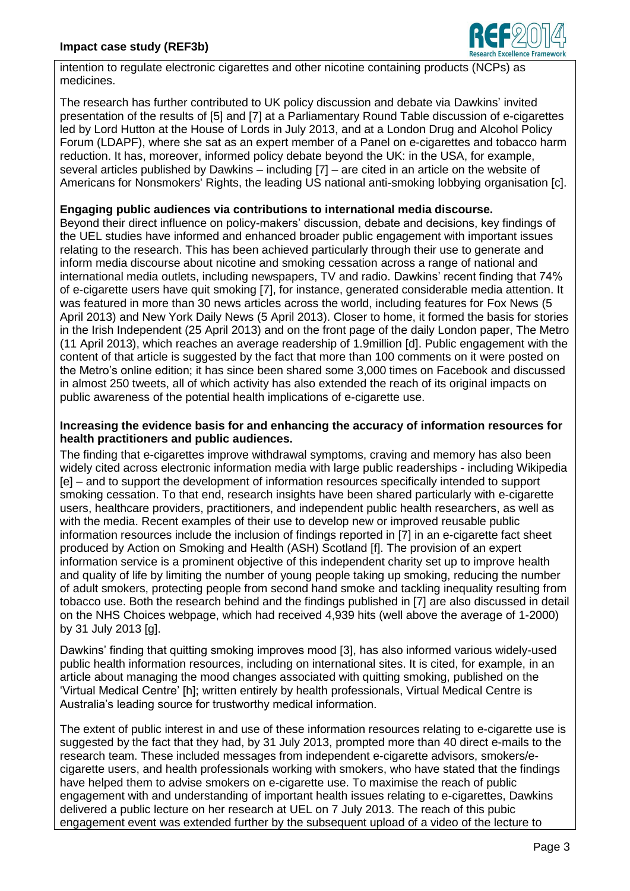intention to regulate electronic cigarettes and other nicotine containing products (NCPs) as medicines.

The research has further contributed to UK policy discussion and debate via Dawkins' invited presentation of the results of [5] and [7] at a Parliamentary Round Table discussion of e-cigarettes led by Lord Hutton at the House of Lords in July 2013, and at a London Drug and Alcohol Policy Forum (LDAPF), where she sat as an expert member of a Panel on e-cigarettes and tobacco harm reduction. It has, moreover, informed policy debate beyond the UK: in the USA, for example, several articles published by Dawkins – including [7] – are cited in an article on the website of Americans for Nonsmokers' Rights, the leading US national anti-smoking lobbying organisation [c].

**Engaging public audiences via contributions to international media discourse.**

Beyond their direct influence on policy-makers' discussion, debate and decisions, key findings of the UEL studies have informed and enhanced broader public engagement with important issues relating to the research. This has been achieved particularly through their use to generate and inform media discourse about nicotine and smoking cessation across a range of national and international media outlets, including newspapers, TV and radio. Dawkins' recent finding that 74% of e-cigarette users have quit smoking [7], for instance, generated considerable media attention. It was featured in more than 30 news articles across the world, including features for Fox News (5 April 2013) and New York Daily News (5 April 2013). Closer to home, it formed the basis for stories in the Irish Independent (25 April 2013) and on the front page of the daily London paper, The Metro (11 April 2013), which reaches an average readership of 1.9million [d]. Public engagement with the content of that article is suggested by the fact that more than 100 comments on it were posted on the Metro's online edition; it has since been shared some 3,000 times on Facebook and discussed in almost 250 tweets, all of which activity has also extended the reach of its original impacts on public awareness of the potential health implications of e-cigarette use.

**Increasing the evidence basis for and enhancing the accuracy of information resources for health practitioners and public audiences.**

The finding that e-cigarettes improve withdrawal symptoms, craving and memory has also been widely cited across electronic information media with large public readerships - including Wikipedia [e] – and to support the development of information resources specifically intended to support smoking cessation. To that end, research insights have been shared particularly with e-cigarette users, healthcare providers, practitioners, and independent public health researchers, as well as with the media. Recent examples of their use to develop new or improved reusable public information resources include the inclusion of findings reported in [7] in an e-cigarette fact sheet produced by Action on Smoking and Health (ASH) Scotland [f]. The provision of an expert information service is a prominent objective of this independent charity set up to improve health and quality of life by limiting the number of young people taking up smoking, reducing the number of adult smokers, protecting people from second hand smoke and tackling inequality resulting from tobacco use. Both the research behind and the findings published in [7] are also discussed in detail on the NHS Choices webpage, which had received 4,939 hits (well above the average of 1-2000) by 31 July 2013 [g].

Dawkins' finding that quitting smoking improves mood [3], has also informed various widely-used public health information resources, including on international sites. It is cited, for example, in an article about managing the mood changes associated with quitting smoking, published on the 'Virtual Medical Centre' [h]; written entirely by health professionals, Virtual Medical Centre is Australia's leading source for trustworthy medical information.

The extent of public interest in and use of these information resources relating to e-cigarette use is suggested by the fact that they had, by 31 July 2013, prompted more than 40 direct e-mails to the research team. These included messages from independent e-cigarette advisors, smokers/e-cigarette users, and health professionals working with smokers, who have stated that the findings have helped them to advise smokers on e-cigarette use. To maximise the reach of public engagement with and understanding of important health issues relating to e-cigarettes, Dawkins delivered a public lecture on her research at UEL on 7 July 2013. The reach of this pubic engagement event was extended further by the subsequent upload of a video of the lecture to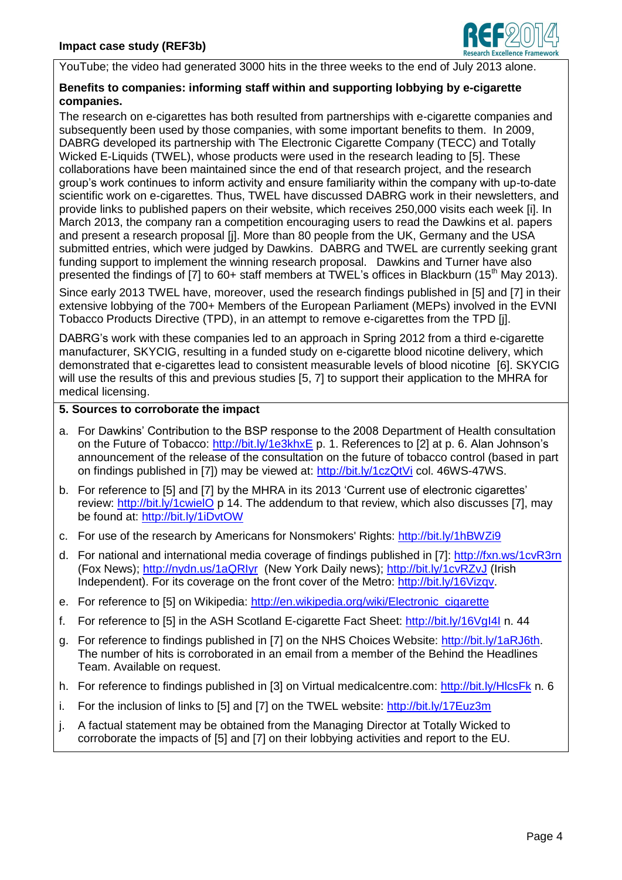YouTube; the video had generated 3000 hits in the three weeks to the end of July 2013 alone.

**Benefits to companies: informing staff within and supporting lobbying by e-cigarette companies.**

The research on e-cigarettes has both resulted from partnerships with e-cigarette companies and subsequently been used by those companies, with some important benefits to them. In 2009, DABRG developed its partnership with The Electronic Cigarette Company (TECC) and Totally Wicked E-Liquids (TWEL), whose products were used in the research leading to [5]. These collaborations have been maintained since the end of that research project, and the research group's work continues to inform activity and ensure familiarity within the company with up-to-date scientific work on e-cigarettes. Thus, TWEL have discussed DABRG work in their newsletters, and provide links to published papers on their website, which receives 250,000 visits each week [i]. In March 2013, the company ran a competition encouraging users to read the Dawkins et al. papers and present a research proposal [j]. More than 80 people from the UK, Germany and the USA submitted entries, which were judged by Dawkins. DABRG and TWEL are currently seeking grant funding support to implement the winning research proposal. Dawkins and Turner have also presented the findings of [7] to 60+ staff members at TWEL's offices in Blackburn (15th May 2013).

Since early 2013 TWEL have, moreover, used the research findings published in [5] and [7] in their extensive lobbying of the 700+ Members of the European Parliament (MEPs) involved in the EVNI Tobacco Products Directive (TPD), in an attempt to remove e-cigarettes from the TPD [j].

DABRG's work with these companies led to an approach in Spring 2012 from a third e-cigarette manufacturer, SKYCIG, resulting in a funded study on e-cigarette blood nicotine delivery, which demonstrated that e-cigarettes lead to consistent measurable levels of blood nicotine [6]. SKYCIG will use the results of this and previous studies [5, 7] to support their application to the MHRA for medical licensing.

## 5. Sources to corroborate the impact

a. For Dawkins' Contribution to the BSP response to the 2008 Department of Health consultation on the Future of Tobacco: http://bit.ly/1e3khxE p. 1. References to [2] at p. 6. Alan Johnson's announcement of the release of the consultation on the future of tobacco control (based in part on findings published in [7]) may be viewed at: http://bit.ly/1czQtVi col. 46WS-47WS.

b. For reference to [5] and [7] by the MHRA in its 2013 'Current use of electronic cigarettes' review: http://bit.ly/1cwielO p 14. The addendum to that review, which also discusses [7], may be found at: http://bit.ly/1iDvtOW

c. For use of the research by Americans for Nonsmokers' Rights: http://bit.ly/1hBWZi9

d. For national and international media coverage of findings published in [7]: http://fxn.ws/1cvR3rn (Fox News); http://nydn.us/1aQRIyr (New York Daily news); http://bit.ly/1cvRZvJ (Irish Independent). For its coverage on the front cover of the Metro: http://bit.ly/16Vizqv.

e. For reference to [5] on Wikipedia: http://en.wikipedia.org/wiki/Electronic_cigarette

f. For reference to [5] in the ASH Scotland E-cigarette Fact Sheet: http://bit.ly/16VgI4I n. 44

g. For reference to findings published in [7] on the NHS Choices Website: http://bit.ly/1aRJ6th. The number of hits is corroborated in an email from a member of the Behind the Headlines Team. Available on request.

h. For reference to findings published in [3] on Virtual medicalcentre.com: http://bit.ly/HlcsFk n. 6

i. For the inclusion of links to [5] and [7] on the TWEL website: http://bit.ly/17Euz3m

j. A factual statement may be obtained from the Managing Director at Totally Wicked to corroborate the impacts of [5] and [7] on their lobbying activities and report to the EU.